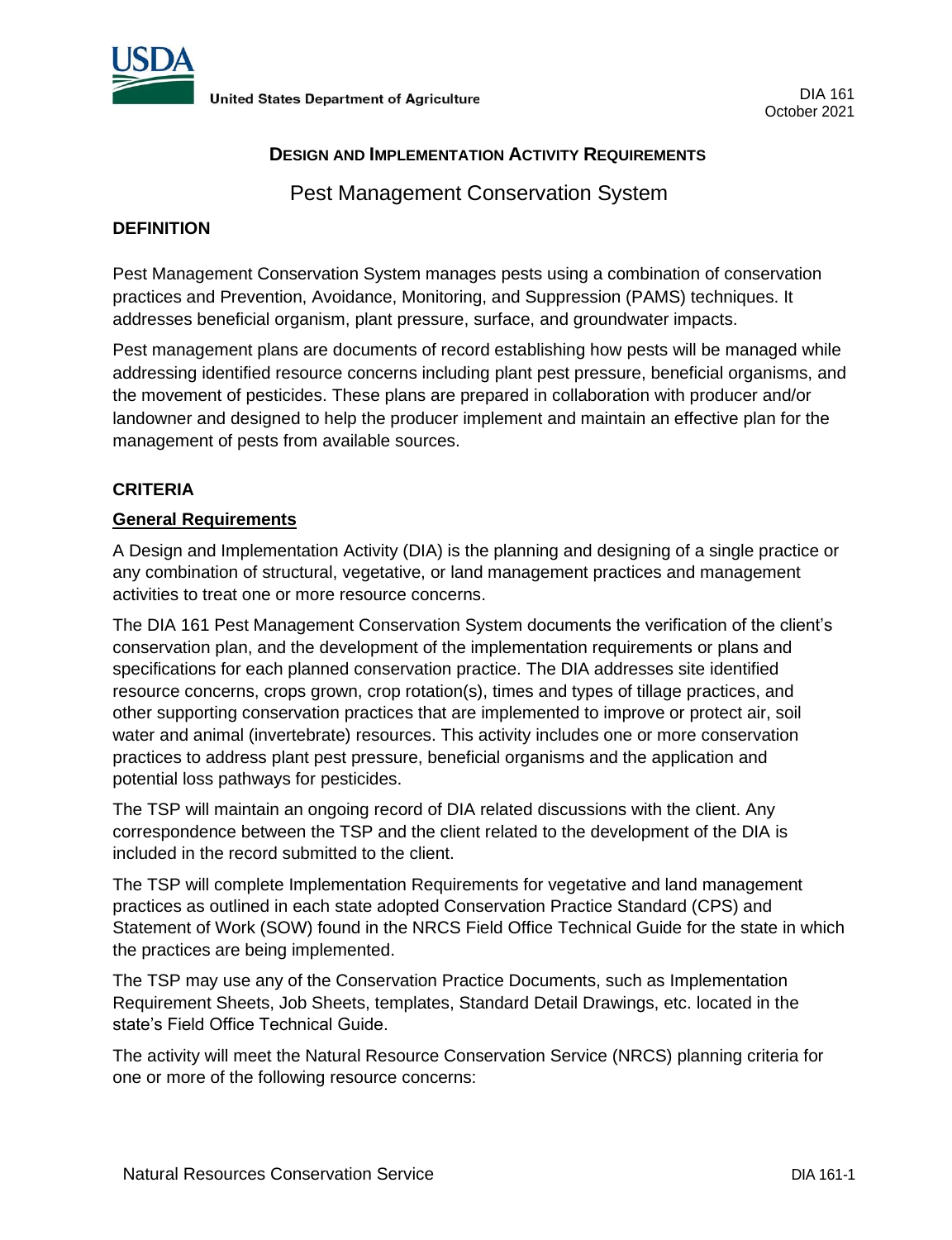United States Department of Agriculture

DIA 161
October 2021

## Design and Implementation Activity Requirements

# Pest Management Conservation System

### DEFINITION

Pest Management Conservation System manages pests using a combination of conservation practices and Prevention, Avoidance, Monitoring, and Suppression (PAMS) techniques. It addresses beneficial organism, plant pressure, surface, and groundwater impacts.

Pest management plans are documents of record establishing how pests will be managed while addressing identified resource concerns including plant pest pressure, beneficial organisms, and the movement of pesticides. These plans are prepared in collaboration with producer and/or landowner and designed to help the producer implement and maintain an effective plan for the management of pests from available sources.

### CRITERIA

#### General Requirements

A Design and Implementation Activity (DIA) is the planning and designing of a single practice or any combination of structural, vegetative, or land management practices and management activities to treat one or more resource concerns.

The DIA 161 Pest Management Conservation System documents the verification of the client's conservation plan, and the development of the implementation requirements or plans and specifications for each planned conservation practice. The DIA addresses site identified resource concerns, crops grown, crop rotation(s), times and types of tillage practices, and other supporting conservation practices that are implemented to improve or protect air, soil water and animal (invertebrate) resources. This activity includes one or more conservation practices to address plant pest pressure, beneficial organisms and the application and potential loss pathways for pesticides.

The TSP will maintain an ongoing record of DIA related discussions with the client. Any correspondence between the TSP and the client related to the development of the DIA is included in the record submitted to the client.

The TSP will complete Implementation Requirements for vegetative and land management practices as outlined in each state adopted Conservation Practice Standard (CPS) and Statement of Work (SOW) found in the NRCS Field Office Technical Guide for the state in which the practices are being implemented.

The TSP may use any of the Conservation Practice Documents, such as Implementation Requirement Sheets, Job Sheets, templates, Standard Detail Drawings, etc. located in the state's Field Office Technical Guide.

The activity will meet the Natural Resource Conservation Service (NRCS) planning criteria for one or more of the following resource concerns: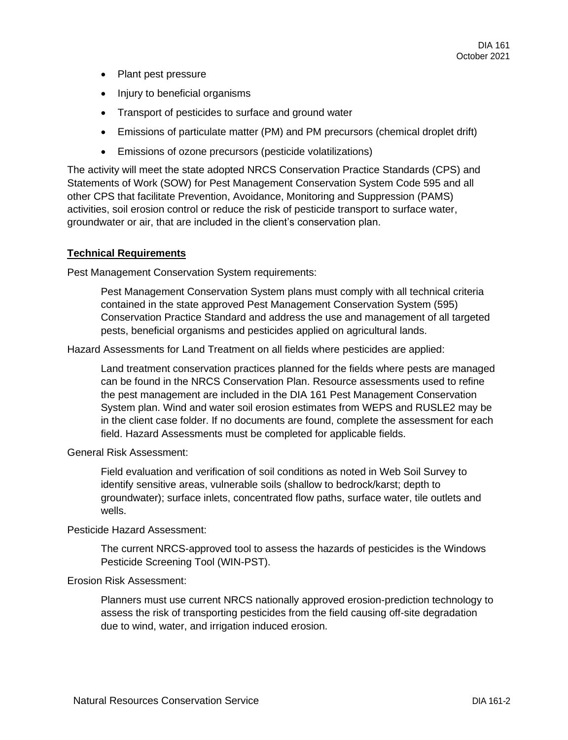- Plant pest pressure
- Injury to beneficial organisms
- Transport of pesticides to surface and ground water
- Emissions of particulate matter (PM) and PM precursors (chemical droplet drift)
- Emissions of ozone precursors (pesticide volatilizations)

The activity will meet the state adopted NRCS Conservation Practice Standards (CPS) and Statements of Work (SOW) for Pest Management Conservation System Code 595 and all other CPS that facilitate Prevention, Avoidance, Monitoring and Suppression (PAMS) activities, soil erosion control or reduce the risk of pesticide transport to surface water, groundwater or air, that are included in the client's conservation plan.

**Technical Requirements**

Pest Management Conservation System requirements:

> Pest Management Conservation System plans must comply with all technical criteria contained in the state approved Pest Management Conservation System (595) Conservation Practice Standard and address the use and management of all targeted pests, beneficial organisms and pesticides applied on agricultural lands.

Hazard Assessments for Land Treatment on all fields where pesticides are applied:

> Land treatment conservation practices planned for the fields where pests are managed can be found in the NRCS Conservation Plan. Resource assessments used to refine the pest management are included in the DIA 161 Pest Management Conservation System plan. Wind and water soil erosion estimates from WEPS and RUSLE2 may be in the client case folder. If no documents are found, complete the assessment for each field. Hazard Assessments must be completed for applicable fields.

General Risk Assessment:

> Field evaluation and verification of soil conditions as noted in Web Soil Survey to identify sensitive areas, vulnerable soils (shallow to bedrock/karst; depth to groundwater); surface inlets, concentrated flow paths, surface water, tile outlets and wells.

Pesticide Hazard Assessment:

> The current NRCS-approved tool to assess the hazards of pesticides is the Windows Pesticide Screening Tool (WIN-PST).

Erosion Risk Assessment:

> Planners must use current NRCS nationally approved erosion-prediction technology to assess the risk of transporting pesticides from the field causing off-site degradation due to wind, water, and irrigation induced erosion.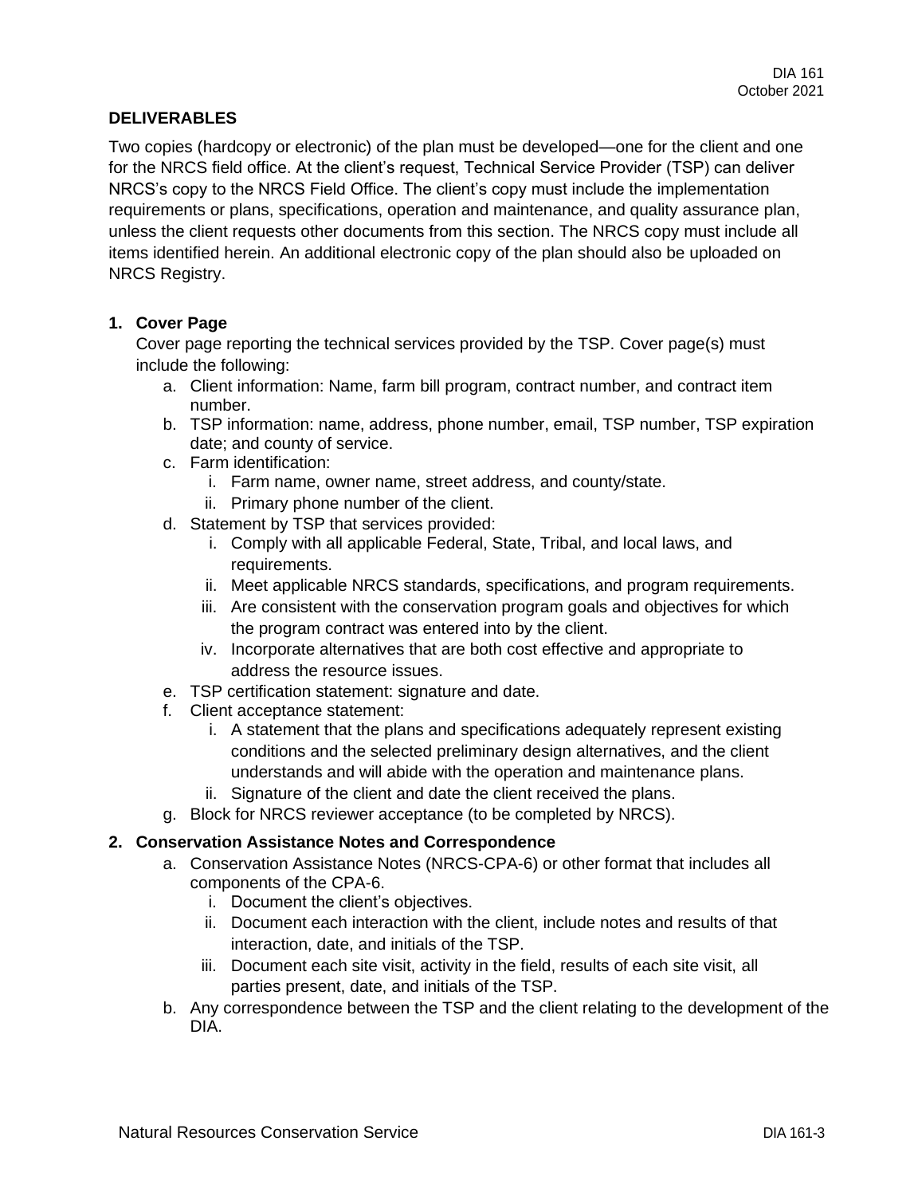## DELIVERABLES

Two copies (hardcopy or electronic) of the plan must be developed—one for the client and one for the NRCS field office. At the client's request, Technical Service Provider (TSP) can deliver NRCS's copy to the NRCS Field Office. The client's copy must include the implementation requirements or plans, specifications, operation and maintenance, and quality assurance plan, unless the client requests other documents from this section. The NRCS copy must include all items identified herein. An additional electronic copy of the plan should also be uploaded on NRCS Registry.

1. **Cover Page**

   Cover page reporting the technical services provided by the TSP. Cover page(s) must include the following:

   a. Client information: Name, farm bill program, contract number, and contract item number.
   b. TSP information: name, address, phone number, email, TSP number, TSP expiration date; and county of service.
   c. Farm identification:
      i. Farm name, owner name, street address, and county/state.
      ii. Primary phone number of the client.
   d. Statement by TSP that services provided:
      i. Comply with all applicable Federal, State, Tribal, and local laws, and requirements.
      ii. Meet applicable NRCS standards, specifications, and program requirements.
      iii. Are consistent with the conservation program goals and objectives for which the program contract was entered into by the client.
      iv. Incorporate alternatives that are both cost effective and appropriate to address the resource issues.
   e. TSP certification statement: signature and date.
   f. Client acceptance statement:
      i. A statement that the plans and specifications adequately represent existing conditions and the selected preliminary design alternatives, and the client understands and will abide with the operation and maintenance plans.
      ii. Signature of the client and date the client received the plans.
   g. Block for NRCS reviewer acceptance (to be completed by NRCS).

2. **Conservation Assistance Notes and Correspondence**

   a. Conservation Assistance Notes (NRCS-CPA-6) or other format that includes all components of the CPA-6.
      i. Document the client's objectives.
      ii. Document each interaction with the client, include notes and results of that interaction, date, and initials of the TSP.
      iii. Document each site visit, activity in the field, results of each site visit, all parties present, date, and initials of the TSP.
   b. Any correspondence between the TSP and the client relating to the development of the DIA.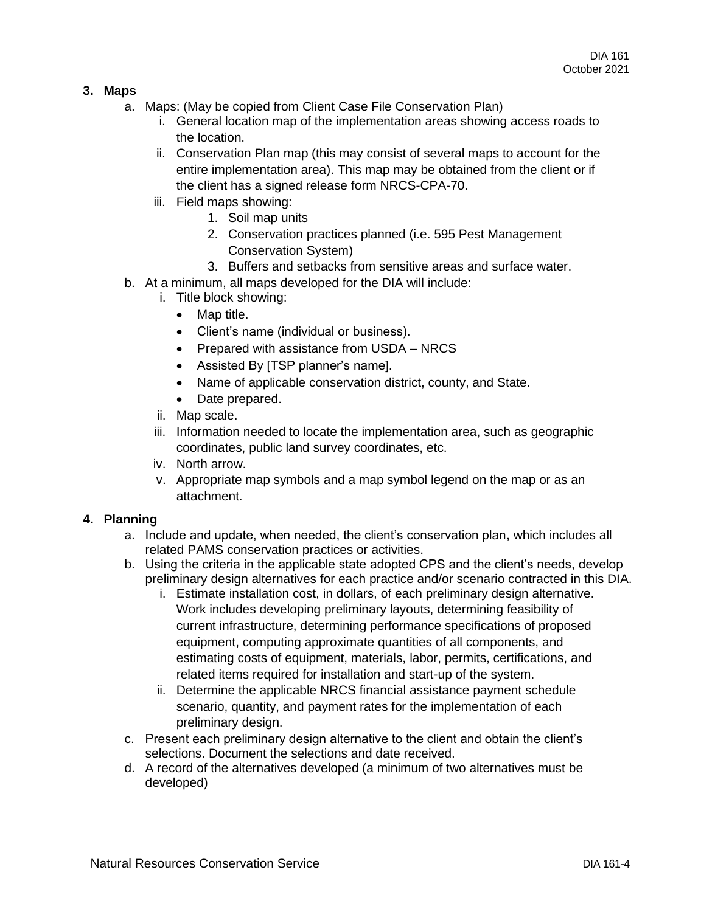### 3. Maps

a. Maps: (May be copied from Client Case File Conservation Plan)
   i. General location map of the implementation areas showing access roads to the location.
   ii. Conservation Plan map (this may consist of several maps to account for the entire implementation area). This map may be obtained from the client or if the client has a signed release form NRCS-CPA-70.
   iii. Field maps showing:
      1. Soil map units
      2. Conservation practices planned (i.e. 595 Pest Management Conservation System)
      3. Buffers and setbacks from sensitive areas and surface water.

b. At a minimum, all maps developed for the DIA will include:
   i. Title block showing:
      - Map title.
      - Client's name (individual or business).
      - Prepared with assistance from USDA – NRCS
      - Assisted By [TSP planner's name].
      - Name of applicable conservation district, county, and State.
      - Date prepared.
   ii. Map scale.
   iii. Information needed to locate the implementation area, such as geographic coordinates, public land survey coordinates, etc.
   iv. North arrow.
   v. Appropriate map symbols and a map symbol legend on the map or as an attachment.

### 4. Planning

a. Include and update, when needed, the client's conservation plan, which includes all related PAMS conservation practices or activities.

b. Using the criteria in the applicable state adopted CPS and the client's needs, develop preliminary design alternatives for each practice and/or scenario contracted in this DIA.
   i. Estimate installation cost, in dollars, of each preliminary design alternative. Work includes developing preliminary layouts, determining feasibility of current infrastructure, determining performance specifications of proposed equipment, computing approximate quantities of all components, and estimating costs of equipment, materials, labor, permits, certifications, and related items required for installation and start-up of the system.
   ii. Determine the applicable NRCS financial assistance payment schedule scenario, quantity, and payment rates for the implementation of each preliminary design.

c. Present each preliminary design alternative to the client and obtain the client's selections. Document the selections and date received.

d. A record of the alternatives developed (a minimum of two alternatives must be developed)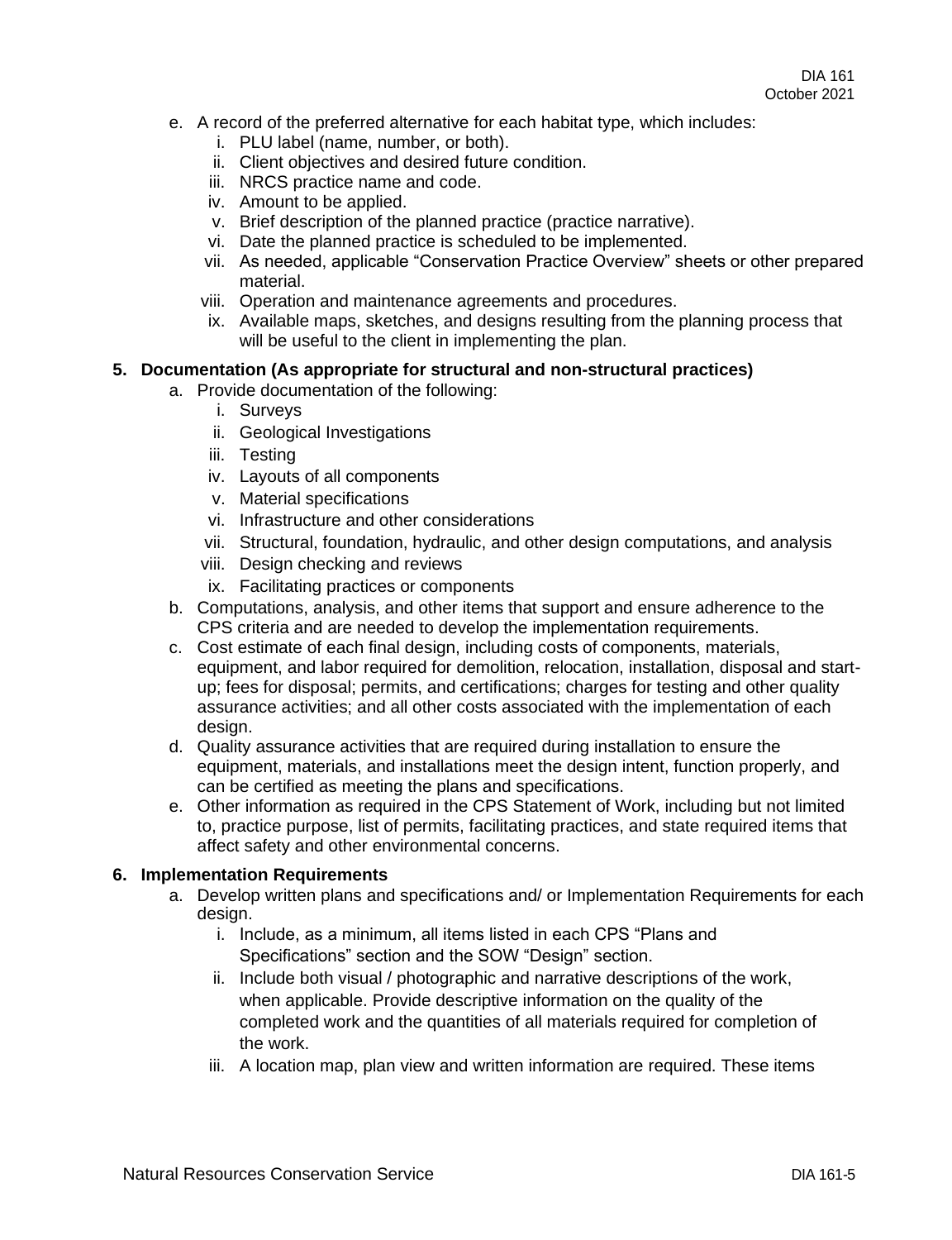e. A record of the preferred alternative for each habitat type, which includes:
   i. PLU label (name, number, or both).
   ii. Client objectives and desired future condition.
   iii. NRCS practice name and code.
   iv. Amount to be applied.
   v. Brief description of the planned practice (practice narrative).
   vi. Date the planned practice is scheduled to be implemented.
   vii. As needed, applicable “Conservation Practice Overview” sheets or other prepared material.
   viii. Operation and maintenance agreements and procedures.
   ix. Available maps, sketches, and designs resulting from the planning process that will be useful to the client in implementing the plan.

**5. Documentation (As appropriate for structural and non-structural practices)**

a. Provide documentation of the following:
   i. Surveys
   ii. Geological Investigations
   iii. Testing
   iv. Layouts of all components
   v. Material specifications
   vi. Infrastructure and other considerations
   vii. Structural, foundation, hydraulic, and other design computations, and analysis
   viii. Design checking and reviews
   ix. Facilitating practices or components

b. Computations, analysis, and other items that support and ensure adherence to the CPS criteria and are needed to develop the implementation requirements.

c. Cost estimate of each final design, including costs of components, materials, equipment, and labor required for demolition, relocation, installation, disposal and start-up; fees for disposal; permits, and certifications; charges for testing and other quality assurance activities; and all other costs associated with the implementation of each design.

d. Quality assurance activities that are required during installation to ensure the equipment, materials, and installations meet the design intent, function properly, and can be certified as meeting the plans and specifications.

e. Other information as required in the CPS Statement of Work, including but not limited to, practice purpose, list of permits, facilitating practices, and state required items that affect safety and other environmental concerns.

**6. Implementation Requirements**

a. Develop written plans and specifications and/ or Implementation Requirements for each design.
   i. Include, as a minimum, all items listed in each CPS “Plans and Specifications” section and the SOW “Design” section.
   ii. Include both visual / photographic and narrative descriptions of the work, when applicable. Provide descriptive information on the quality of the completed work and the quantities of all materials required for completion of the work.
   iii. A location map, plan view and written information are required. These items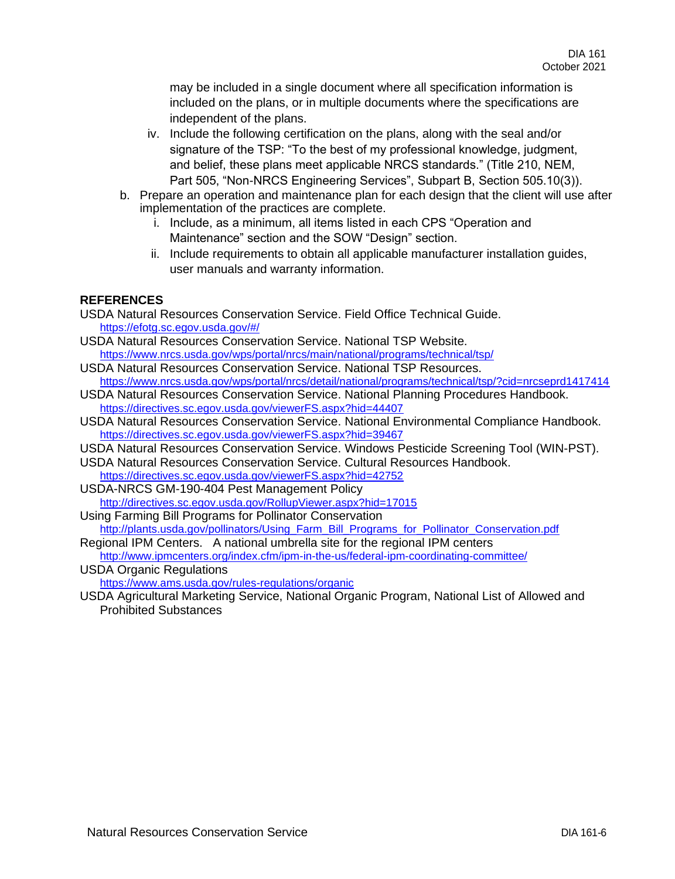may be included in a single document where all specification information is included on the plans, or in multiple documents where the specifications are independent of the plans.

   iv. Include the following certification on the plans, along with the seal and/or signature of the TSP: "To the best of my professional knowledge, judgment, and belief, these plans meet applicable NRCS standards." (Title 210, NEM, Part 505, "Non-NRCS Engineering Services", Subpart B, Section 505.10(3)).

b. Prepare an operation and maintenance plan for each design that the client will use after implementation of the practices are complete.
   i. Include, as a minimum, all items listed in each CPS "Operation and Maintenance" section and the SOW "Design" section.
   ii. Include requirements to obtain all applicable manufacturer installation guides, user manuals and warranty information.

## REFERENCES

USDA Natural Resources Conservation Service. Field Office Technical Guide.
https://efotg.sc.egov.usda.gov/#/

USDA Natural Resources Conservation Service. National TSP Website.
https://www.nrcs.usda.gov/wps/portal/nrcs/main/national/programs/technical/tsp/

USDA Natural Resources Conservation Service. National TSP Resources.
https://www.nrcs.usda.gov/wps/portal/nrcs/detail/national/programs/technical/tsp/?cid=nrcseprd1417414

USDA Natural Resources Conservation Service. National Planning Procedures Handbook.
https://directives.sc.egov.usda.gov/viewerFS.aspx?hid=44407

USDA Natural Resources Conservation Service. National Environmental Compliance Handbook.
https://directives.sc.egov.usda.gov/viewerFS.aspx?hid=39467

USDA Natural Resources Conservation Service. Windows Pesticide Screening Tool (WIN-PST).

USDA Natural Resources Conservation Service. Cultural Resources Handbook.
https://directives.sc.egov.usda.gov/viewerFS.aspx?hid=42752

USDA-NRCS GM-190-404 Pest Management Policy
http://directives.sc.egov.usda.gov/RollupViewer.aspx?hid=17015

Using Farming Bill Programs for Pollinator Conservation
http://plants.usda.gov/pollinators/Using_Farm_Bill_Programs_for_Pollinator_Conservation.pdf

Regional IPM Centers. A national umbrella site for the regional IPM centers
http://www.ipmcenters.org/index.cfm/ipm-in-the-us/federal-ipm-coordinating-committee/

USDA Organic Regulations
https://www.ams.usda.gov/rules-regulations/organic

USDA Agricultural Marketing Service, National Organic Program, National List of Allowed and Prohibited Substances